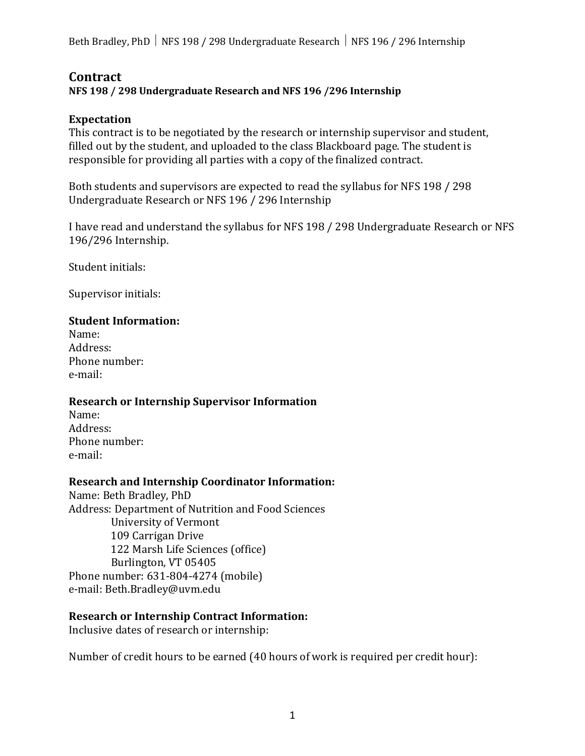# Contract

**NFS 198 / 298 Undergraduate Research and NFS 196 /296 Internship**

**Expectation**

This contract is to be negotiated by the research or internship supervisor and student, filled out by the student, and uploaded to the class Blackboard page. The student is responsible for providing all parties with a copy of the finalized contract.

Both students and supervisors are expected to read the syllabus for NFS 198 / 298 Undergraduate Research or NFS 196 / 296 Internship

I have read and understand the syllabus for NFS 198 / 298 Undergraduate Research or NFS 196/296 Internship.

Student initials:

Supervisor initials:

**Student Information:**

Name:
Address:
Phone number:
e-mail:

**Research or Internship Supervisor Information**

Name:
Address:
Phone number:
e-mail:

**Research and Internship Coordinator Information:**

Name: Beth Bradley, PhD
Address: Department of Nutrition and Food Sciences
University of Vermont
109 Carrigan Drive
122 Marsh Life Sciences (office)
Burlington, VT 05405
Phone number: 631-804-4274 (mobile)
e-mail: Beth.Bradley@uvm.edu

**Research or Internship Contract Information:**

Inclusive dates of research or internship:

Number of credit hours to be earned (40 hours of work is required per credit hour):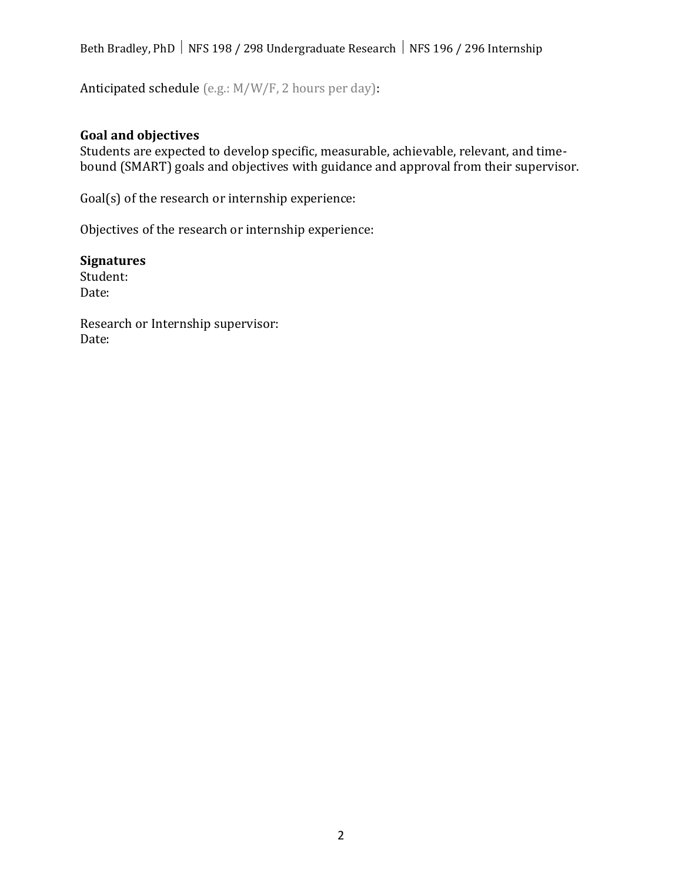Anticipated schedule (e.g.: M/W/F, 2 hours per day):

**Goal and objectives**
Students are expected to develop specific, measurable, achievable, relevant, and time-bound (SMART) goals and objectives with guidance and approval from their supervisor.

Goal(s) of the research or internship experience:

Objectives of the research or internship experience:

**Signatures**
Student:
Date:

Research or Internship supervisor:
Date: